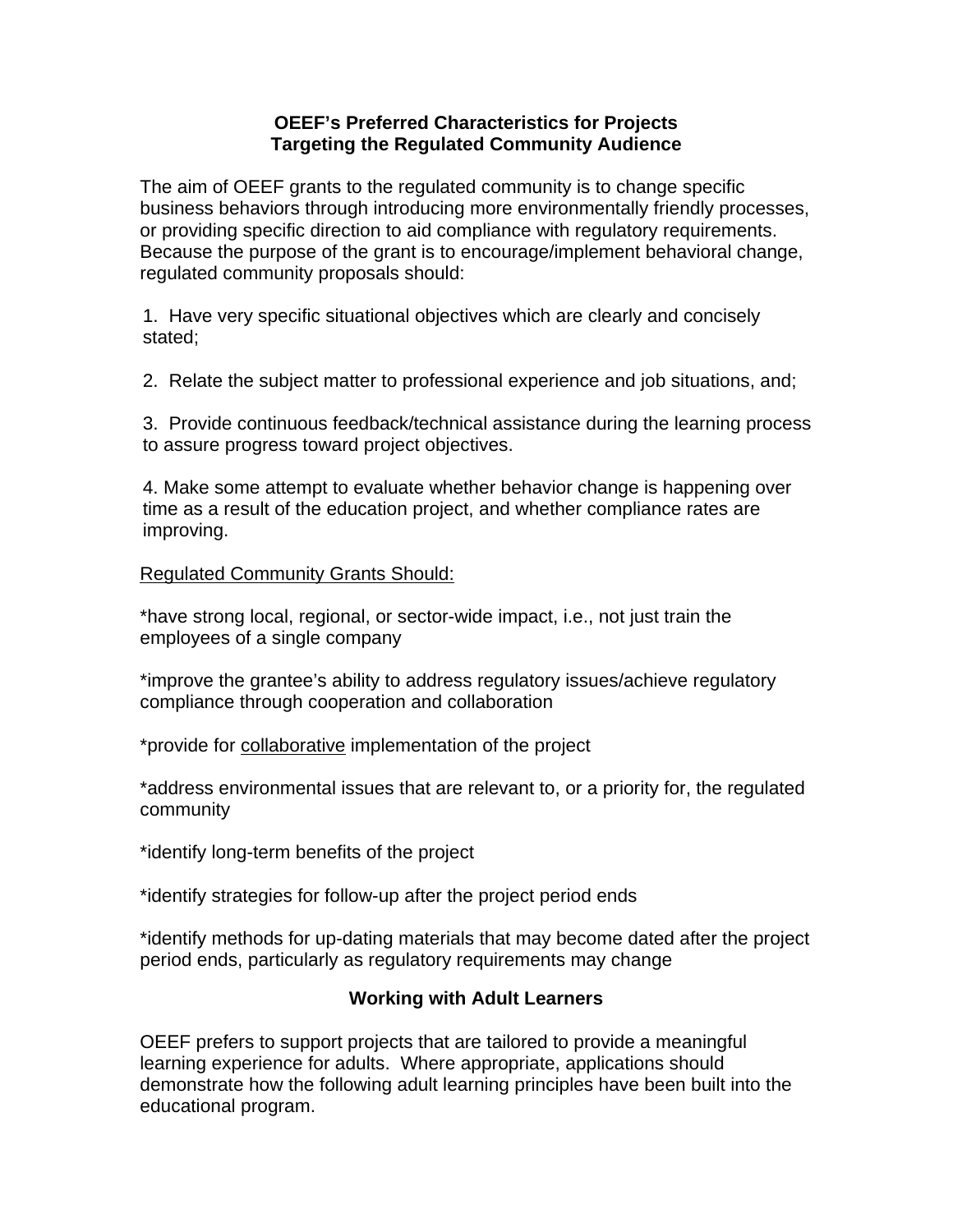## OEEF's Preferred Characteristics for Projects Targeting the Regulated Community Audience

The aim of OEEF grants to the regulated community is to change specific business behaviors through introducing more environmentally friendly processes, or providing specific direction to aid compliance with regulatory requirements. Because the purpose of the grant is to encourage/implement behavioral change, regulated community proposals should:

1. Have very specific situational objectives which are clearly and concisely stated;

2. Relate the subject matter to professional experience and job situations, and;

3. Provide continuous feedback/technical assistance during the learning process to assure progress toward project objectives.

4. Make some attempt to evaluate whether behavior change is happening over time as a result of the education project, and whether compliance rates are improving.

<u>Regulated Community Grants Should:</u>

*have strong local, regional, or sector-wide impact, i.e., not just train the employees of a single company

*improve the grantee's ability to address regulatory issues/achieve regulatory compliance through cooperation and collaboration

*provide for <u>collaborative</u> implementation of the project

*address environmental issues that are relevant to, or a priority for, the regulated community

*identify long-term benefits of the project

*identify strategies for follow-up after the project period ends

*identify methods for up-dating materials that may become dated after the project period ends, particularly as regulatory requirements may change

### Working with Adult Learners

OEEF prefers to support projects that are tailored to provide a meaningful learning experience for adults. Where appropriate, applications should demonstrate how the following adult learning principles have been built into the educational program.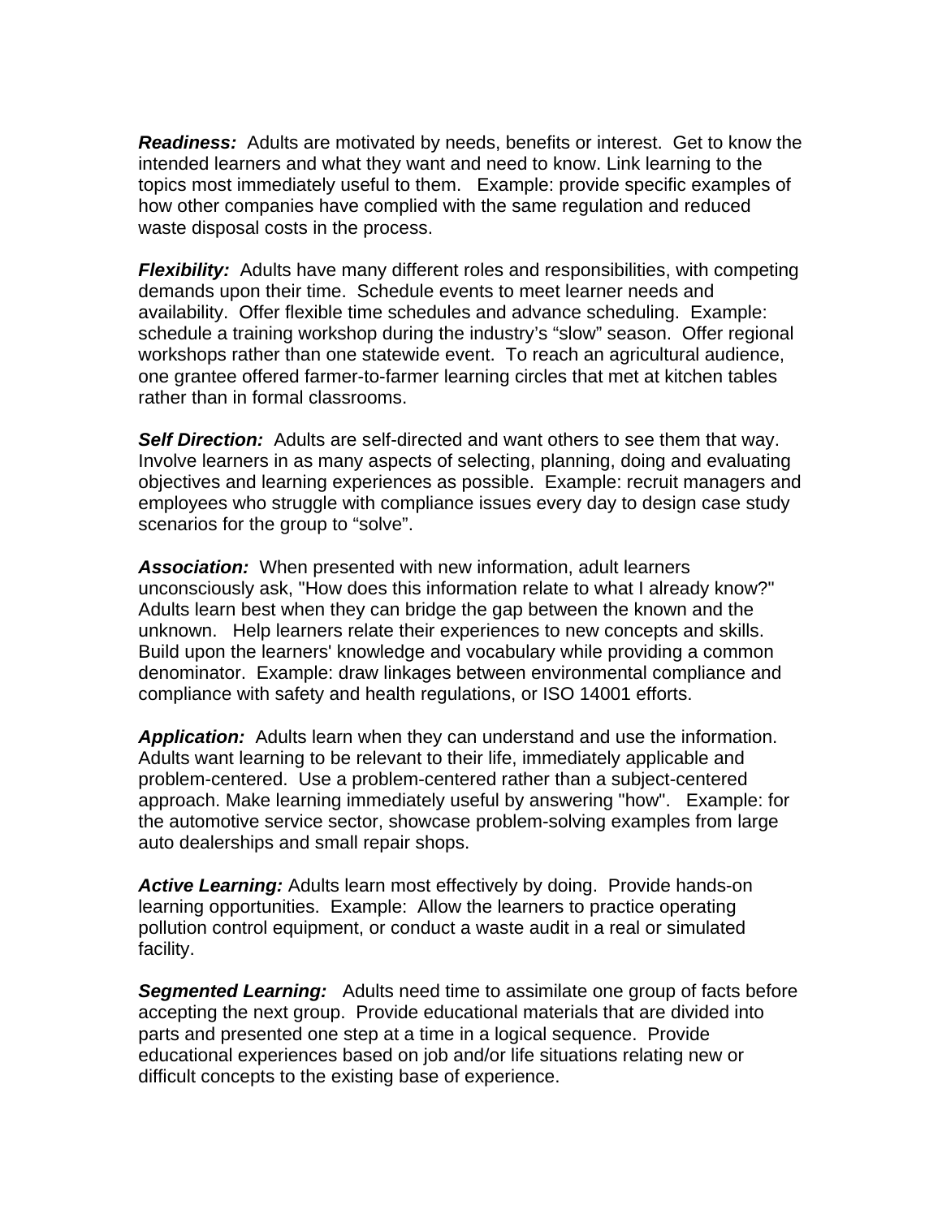***Readiness:*** Adults are motivated by needs, benefits or interest. Get to know the intended learners and what they want and need to know. Link learning to the topics most immediately useful to them. Example: provide specific examples of how other companies have complied with the same regulation and reduced waste disposal costs in the process.

***Flexibility:*** Adults have many different roles and responsibilities, with competing demands upon their time. Schedule events to meet learner needs and availability. Offer flexible time schedules and advance scheduling. Example: schedule a training workshop during the industry's "slow" season. Offer regional workshops rather than one statewide event. To reach an agricultural audience, one grantee offered farmer-to-farmer learning circles that met at kitchen tables rather than in formal classrooms.

***Self Direction:*** Adults are self-directed and want others to see them that way. Involve learners in as many aspects of selecting, planning, doing and evaluating objectives and learning experiences as possible. Example: recruit managers and employees who struggle with compliance issues every day to design case study scenarios for the group to "solve".

***Association:*** When presented with new information, adult learners unconsciously ask, "How does this information relate to what I already know?" Adults learn best when they can bridge the gap between the known and the unknown. Help learners relate their experiences to new concepts and skills. Build upon the learners' knowledge and vocabulary while providing a common denominator. Example: draw linkages between environmental compliance and compliance with safety and health regulations, or ISO 14001 efforts.

***Application:*** Adults learn when they can understand and use the information. Adults want learning to be relevant to their life, immediately applicable and problem-centered. Use a problem-centered rather than a subject-centered approach. Make learning immediately useful by answering "how". Example: for the automotive service sector, showcase problem-solving examples from large auto dealerships and small repair shops.

***Active Learning:*** Adults learn most effectively by doing. Provide hands-on learning opportunities. Example: Allow the learners to practice operating pollution control equipment, or conduct a waste audit in a real or simulated facility.

***Segmented Learning:*** Adults need time to assimilate one group of facts before accepting the next group. Provide educational materials that are divided into parts and presented one step at a time in a logical sequence. Provide educational experiences based on job and/or life situations relating new or difficult concepts to the existing base of experience.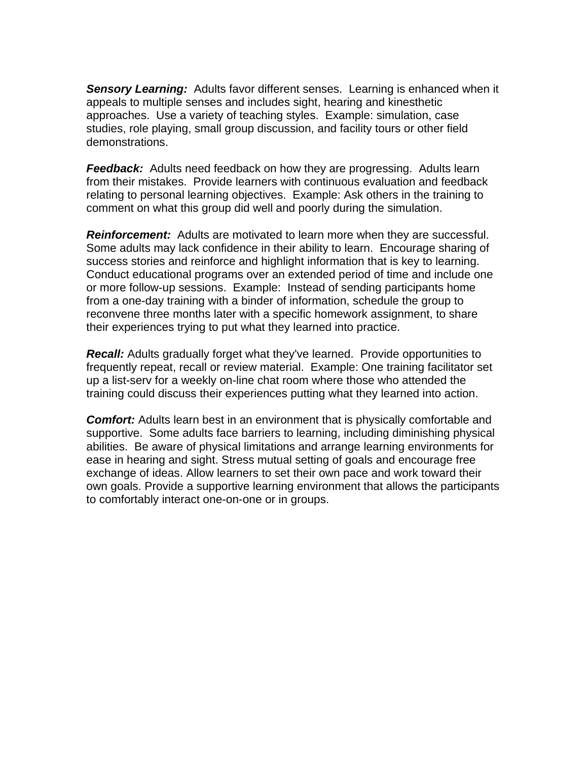***Sensory Learning:*** Adults favor different senses. Learning is enhanced when it appeals to multiple senses and includes sight, hearing and kinesthetic approaches. Use a variety of teaching styles. Example: simulation, case studies, role playing, small group discussion, and facility tours or other field demonstrations.

***Feedback:*** Adults need feedback on how they are progressing. Adults learn from their mistakes. Provide learners with continuous evaluation and feedback relating to personal learning objectives. Example: Ask others in the training to comment on what this group did well and poorly during the simulation.

***Reinforcement:*** Adults are motivated to learn more when they are successful. Some adults may lack confidence in their ability to learn. Encourage sharing of success stories and reinforce and highlight information that is key to learning. Conduct educational programs over an extended period of time and include one or more follow-up sessions. Example: Instead of sending participants home from a one-day training with a binder of information, schedule the group to reconvene three months later with a specific homework assignment, to share their experiences trying to put what they learned into practice.

***Recall:*** Adults gradually forget what they've learned. Provide opportunities to frequently repeat, recall or review material. Example: One training facilitator set up a list-serv for a weekly on-line chat room where those who attended the training could discuss their experiences putting what they learned into action.

***Comfort:*** Adults learn best in an environment that is physically comfortable and supportive. Some adults face barriers to learning, including diminishing physical abilities. Be aware of physical limitations and arrange learning environments for ease in hearing and sight. Stress mutual setting of goals and encourage free exchange of ideas. Allow learners to set their own pace and work toward their own goals. Provide a supportive learning environment that allows the participants to comfortably interact one-on-one or in groups.